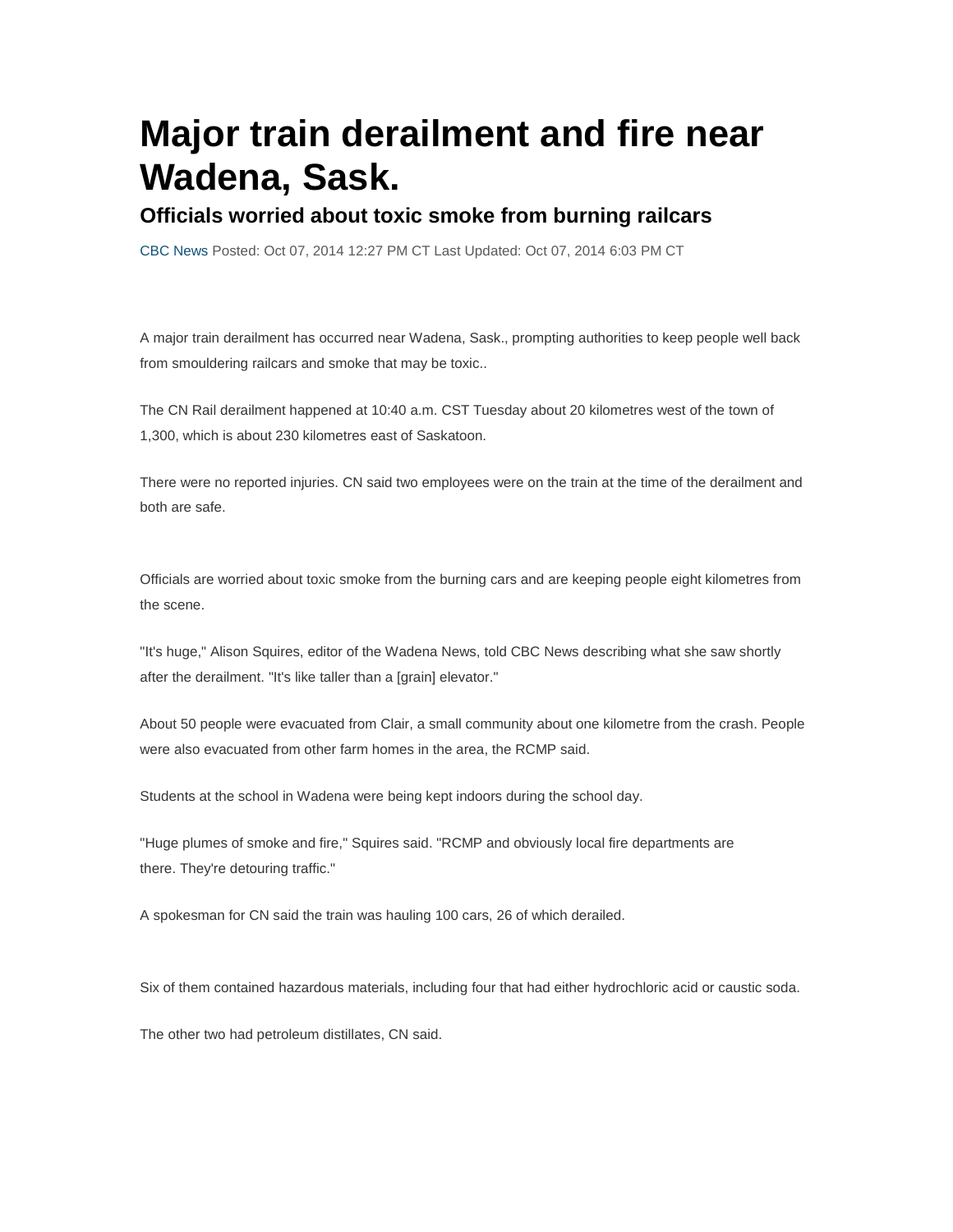# Major train derailment and fire near Wadena, Sask.

## Officials worried about toxic smoke from burning railcars

CBC News Posted: Oct 07, 2014 12:27 PM CT Last Updated: Oct 07, 2014 6:03 PM CT

A major train derailment has occurred near Wadena, Sask., prompting authorities to keep people well back from smouldering railcars and smoke that may be toxic..

The CN Rail derailment happened at 10:40 a.m. CST Tuesday about 20 kilometres west of the town of 1,300, which is about 230 kilometres east of Saskatoon.

There were no reported injuries. CN said two employees were on the train at the time of the derailment and both are safe.

Officials are worried about toxic smoke from the burning cars and are keeping people eight kilometres from the scene.

"It's huge," Alison Squires, editor of the Wadena News, told CBC News describing what she saw shortly after the derailment. "It's like taller than a [grain] elevator."

About 50 people were evacuated from Clair, a small community about one kilometre from the crash. People were also evacuated from other farm homes in the area, the RCMP said.

Students at the school in Wadena were being kept indoors during the school day.

"Huge plumes of smoke and fire," Squires said. "RCMP and obviously local fire departments are there. They're detouring traffic."

A spokesman for CN said the train was hauling 100 cars, 26 of which derailed.

Six of them contained hazardous materials, including four that had either hydrochloric acid or caustic soda.

The other two had petroleum distillates, CN said.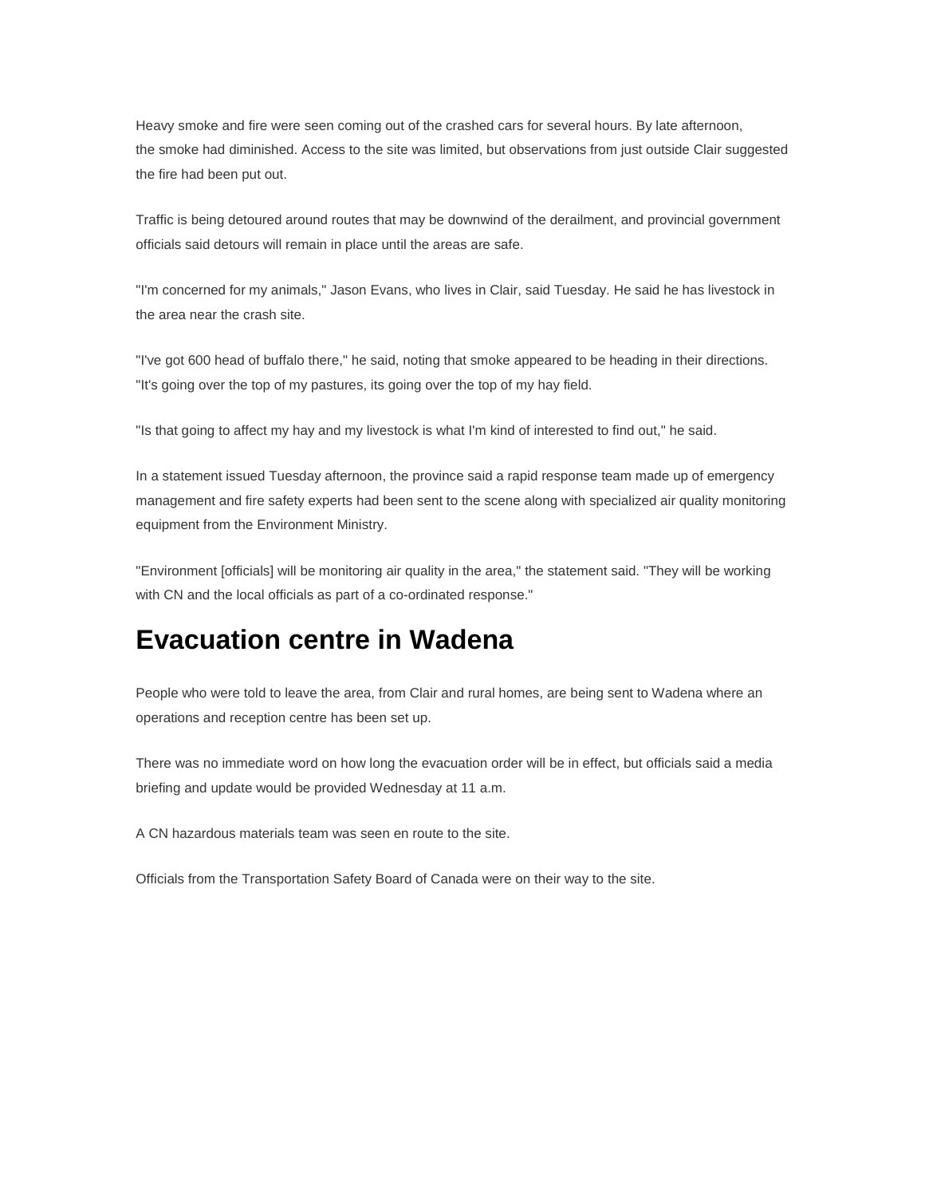Heavy smoke and fire were seen coming out of the crashed cars for several hours. By late afternoon, the smoke had diminished. Access to the site was limited, but observations from just outside Clair suggested the fire had been put out.

Traffic is being detoured around routes that may be downwind of the derailment, and provincial government officials said detours will remain in place until the areas are safe.

"I'm concerned for my animals," Jason Evans, who lives in Clair, said Tuesday. He said he has livestock in the area near the crash site.

"I've got 600 head of buffalo there," he said, noting that smoke appeared to be heading in their directions. "It's going over the top of my pastures, its going over the top of my hay field.

"Is that going to affect my hay and my livestock is what I'm kind of interested to find out," he said.

In a statement issued Tuesday afternoon, the province said a rapid response team made up of emergency management and fire safety experts had been sent to the scene along with specialized air quality monitoring equipment from the Environment Ministry.

"Environment [officials] will be monitoring air quality in the area," the statement said. "They will be working with CN and the local officials as part of a co-ordinated response."

## Evacuation centre in Wadena

People who were told to leave the area, from Clair and rural homes, are being sent to Wadena where an operations and reception centre has been set up.

There was no immediate word on how long the evacuation order will be in effect, but officials said a media briefing and update would be provided Wednesday at 11 a.m.

A CN hazardous materials team was seen en route to the site.

Officials from the Transportation Safety Board of Canada were on their way to the site.